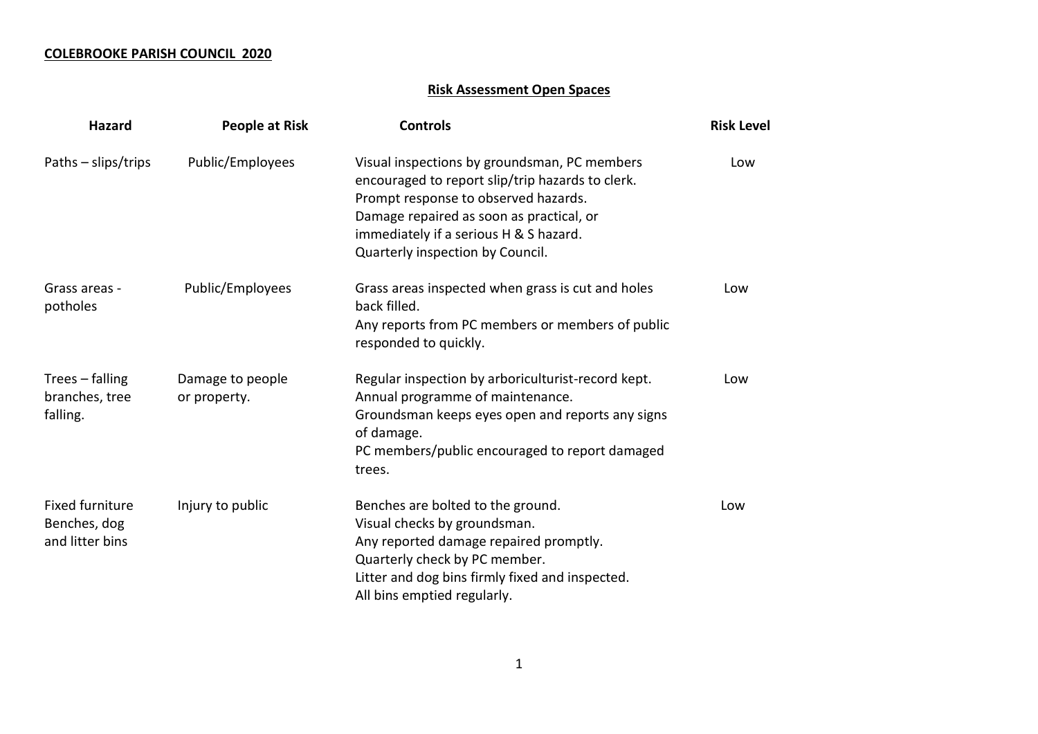**COLEBROOKE PARISH COUNCIL 2020**

## Risk Assessment Open Spaces

| Hazard | People at Risk | Controls | Risk Level |
|---|---|---|---|
| Paths – slips/trips | Public/Employees | Visual inspections by groundsman, PC members encouraged to report slip/trip hazards to clerk.<br>Prompt response to observed hazards.<br>Damage repaired as soon as practical, or immediately if a serious H & S hazard.<br>Quarterly inspection by Council. | Low |
| Grass areas - potholes | Public/Employees | Grass areas inspected when grass is cut and holes back filled.<br>Any reports from PC members or members of public responded to quickly. | Low |
| Trees – falling branches, tree falling. | Damage to people or property. | Regular inspection by arboriculturist-record kept.<br>Annual programme of maintenance.<br>Groundsman keeps eyes open and reports any signs of damage.<br>PC members/public encouraged to report damaged trees. | Low |
| Fixed furniture Benches, dog and litter bins | Injury to public | Benches are bolted to the ground.<br>Visual checks by groundsman.<br>Any reported damage repaired promptly.<br>Quarterly check by PC member.<br>Litter and dog bins firmly fixed and inspected.<br>All bins emptied regularly. | Low |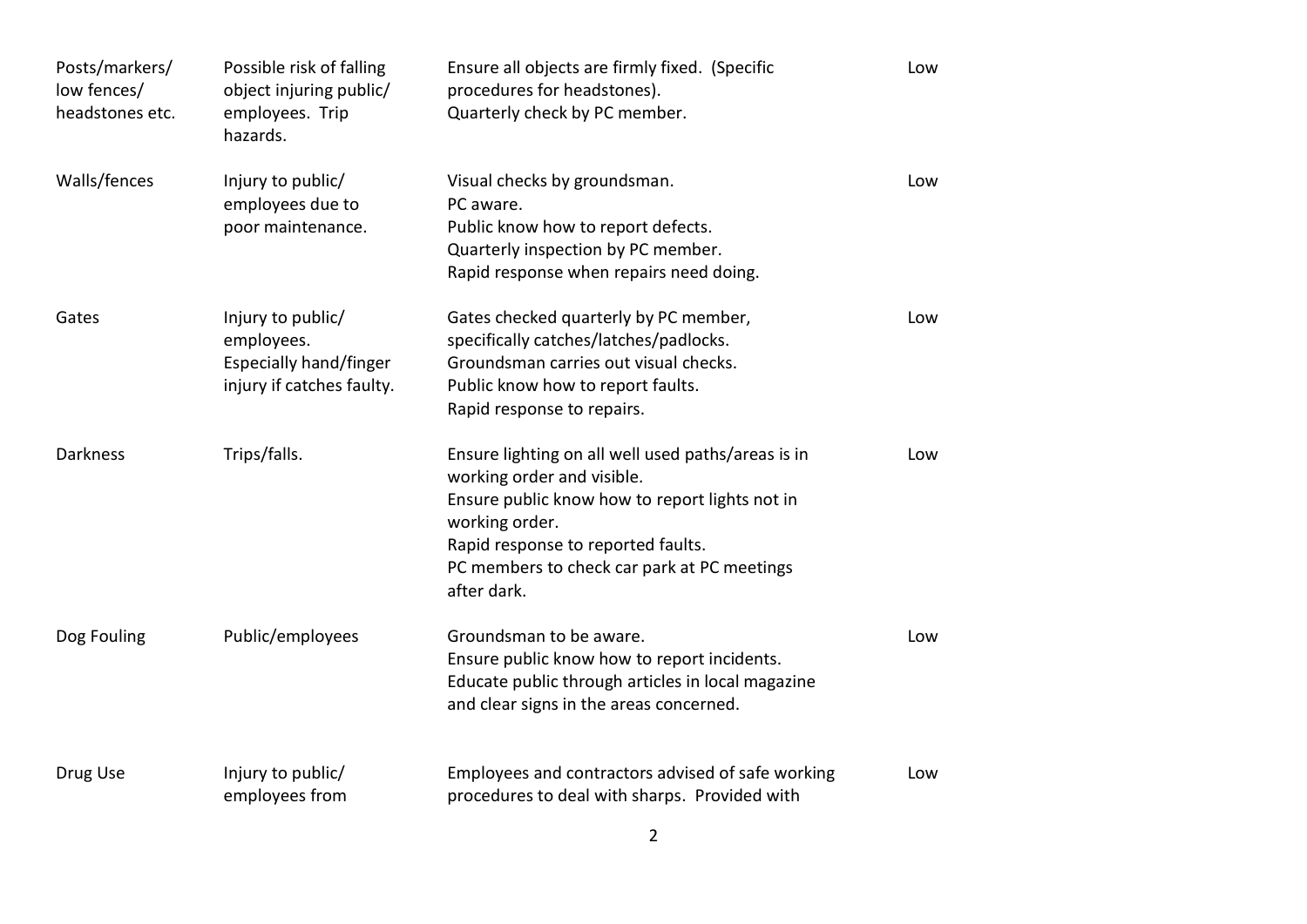| | | | |
|---|---|---|---|
| Posts/markers/ low fences/ headstones etc. | Possible risk of falling object injuring public/ employees. Trip hazards. | Ensure all objects are firmly fixed. (Specific procedures for headstones).<br>Quarterly check by PC member. | Low |
| Walls/fences | Injury to public/ employees due to poor maintenance. | Visual checks by groundsman.<br>PC aware.<br>Public know how to report defects.<br>Quarterly inspection by PC member.<br>Rapid response when repairs need doing. | Low |
| Gates | Injury to public/ employees.<br>Especially hand/finger injury if catches faulty. | Gates checked quarterly by PC member, specifically catches/latches/padlocks.<br>Groundsman carries out visual checks.<br>Public know how to report faults.<br>Rapid response to repairs. | Low |
| Darkness | Trips/falls. | Ensure lighting on all well used paths/areas is in working order and visible.<br>Ensure public know how to report lights not in working order.<br>Rapid response to reported faults.<br>PC members to check car park at PC meetings after dark. | Low |
| Dog Fouling | Public/employees | Groundsman to be aware.<br>Ensure public know how to report incidents.<br>Educate public through articles in local magazine and clear signs in the areas concerned. | Low |
| Drug Use | Injury to public/ employees from | Employees and contractors advised of safe working procedures to deal with sharps. Provided with | Low |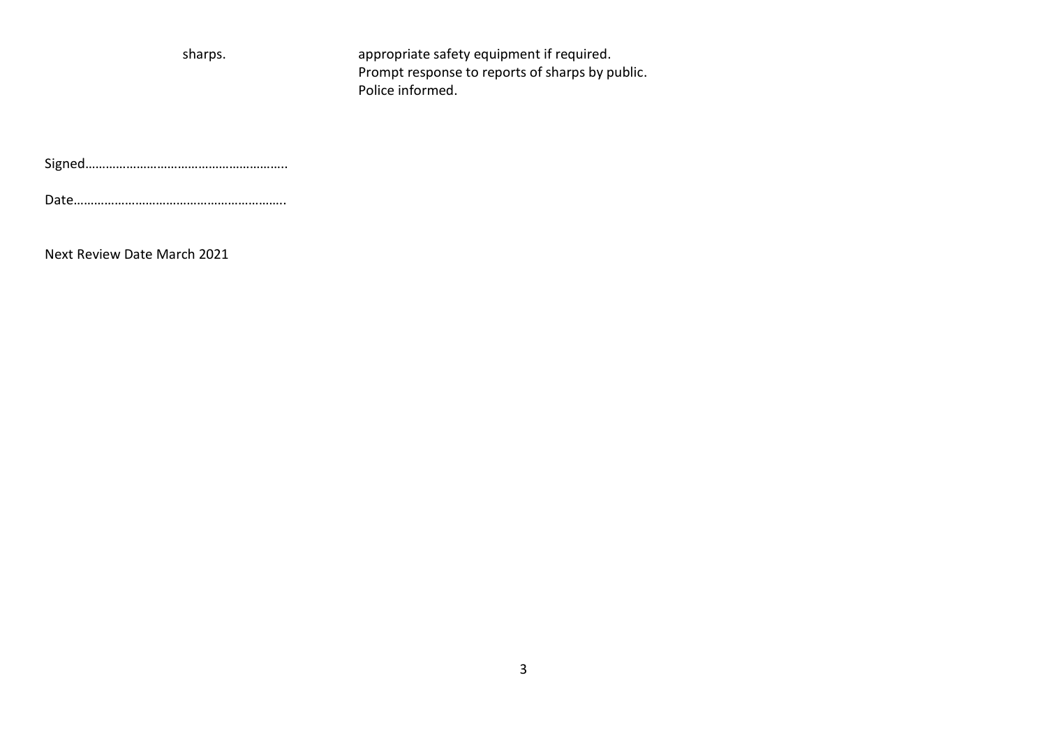| | |
|---|---|
| sharps. | appropriate safety equipment if required.<br>Prompt response to reports of sharps by public.<br>Police informed. |

Signed…………………………………………………..

Date……………………………………………………..

Next Review Date March 2021